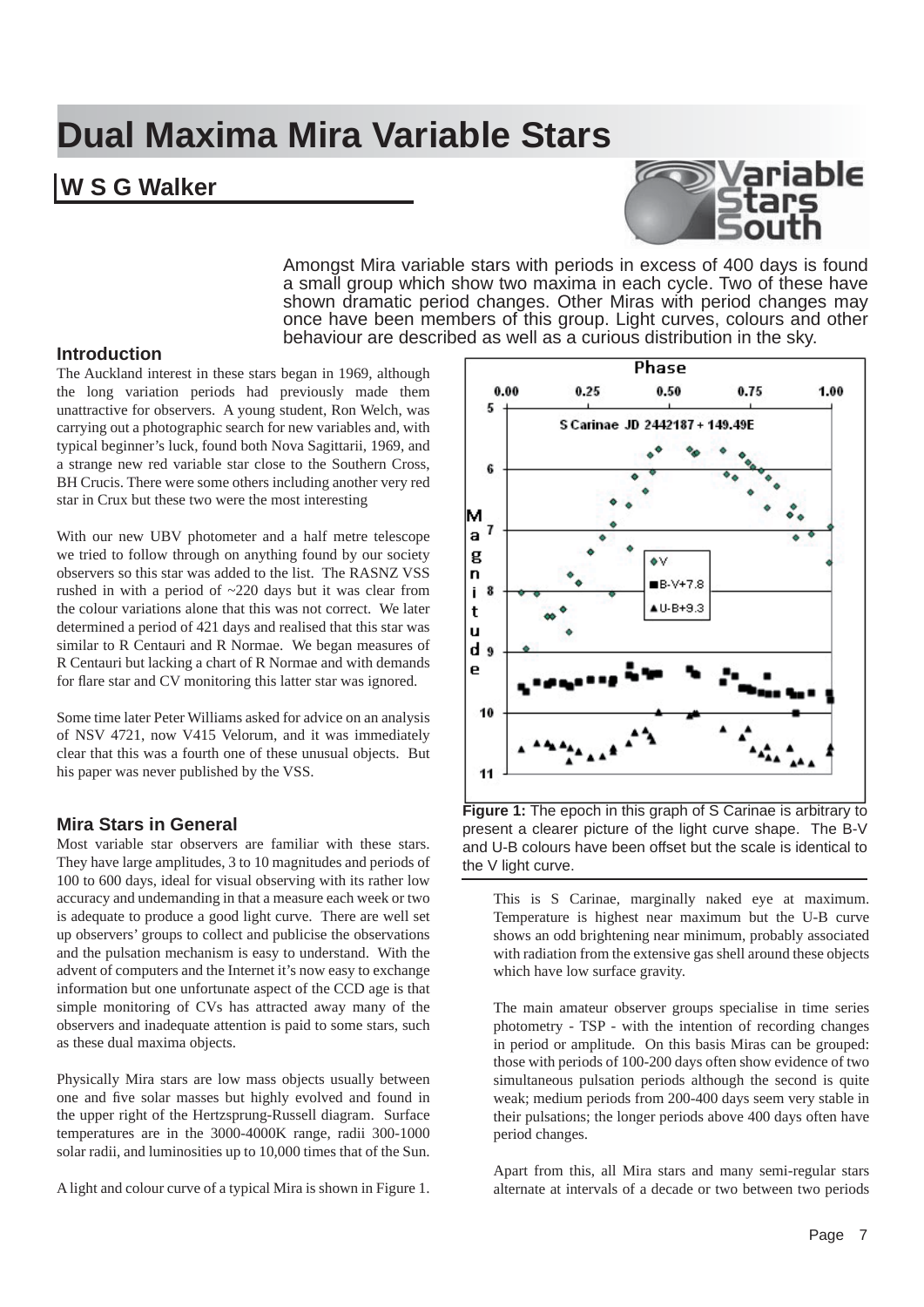# Dual Maxima Mira Variable Stars

## W S G Walker

Amongst Mira variable stars with periods in excess of 400 days is found a small group which show two maxima in each cycle. Two of these have shown dramatic period changes. Other Miras with period changes may once have been members of this group. Light curves, colours and other behaviour are described as well as a curious distribution in the sky.

### Introduction

The Auckland interest in these stars began in 1969, although the long variation periods had previously made them unattractive for observers. A young student, Ron Welch, was carrying out a photographic search for new variables and, with typical beginner's luck, found both Nova Sagittarii, 1969, and a strange new red variable star close to the Southern Cross, BH Crucis. There were some others including another very red star in Crux but these two were the most interesting

With our new UBV photometer and a half metre telescope we tried to follow through on anything found by our society observers so this star was added to the list. The RASNZ VSS rushed in with a period of ~220 days but it was clear from the colour variations alone that this was not correct. We later determined a period of 421 days and realised that this star was similar to R Centauri and R Normae. We began measures of R Centauri but lacking a chart of R Normae and with demands for flare star and CV monitoring this latter star was ignored.

Some time later Peter Williams asked for advice on an analysis of NSV 4721, now V415 Velorum, and it was immediately clear that this was a fourth one of these unusual objects. But his paper was never published by the VSS.

### Mira Stars in General

Most variable star observers are familiar with these stars. They have large amplitudes, 3 to 10 magnitudes and periods of 100 to 600 days, ideal for visual observing with its rather low accuracy and undemanding in that a measure each week or two is adequate to produce a good light curve. There are well set up observers' groups to collect and publicise the observations and the pulsation mechanism is easy to understand. With the advent of computers and the Internet it's now easy to exchange information but one unfortunate aspect of the CCD age is that simple monitoring of CVs has attracted away many of the observers and inadequate attention is paid to some stars, such as these dual maxima objects.

Physically Mira stars are low mass objects usually between one and five solar masses but highly evolved and found in the upper right of the Hertzsprung-Russell diagram. Surface temperatures are in the 3000-4000K range, radii 300-1000 solar radii, and luminosities up to 10,000 times that of the Sun.

A light and colour curve of a typical Mira is shown in Figure 1.

Phase
0.00 0.25 0.50 0.75 1.00
S Carinae JD 2442187 + 149.49E
Magnitude
5 6 7 8 9 10 11
V
B-V+7.8
U-B+9.3

**Figure 1:** The epoch in this graph of S Carinae is arbitrary to present a clearer picture of the light curve shape. The B-V and U-B colours have been offset but the scale is identical to the V light curve.

This is S Carinae, marginally naked eye at maximum. Temperature is highest near maximum but the U-B curve shows an odd brightening near minimum, probably associated with radiation from the extensive gas shell around these objects which have low surface gravity.

The main amateur observer groups specialise in time series photometry - TSP - with the intention of recording changes in period or amplitude. On this basis Miras can be grouped: those with periods of 100-200 days often show evidence of two simultaneous pulsation periods although the second is quite weak; medium periods from 200-400 days seem very stable in their pulsations; the longer periods above 400 days often have period changes.

Apart from this, all Mira stars and many semi-regular stars alternate at intervals of a decade or two between two periods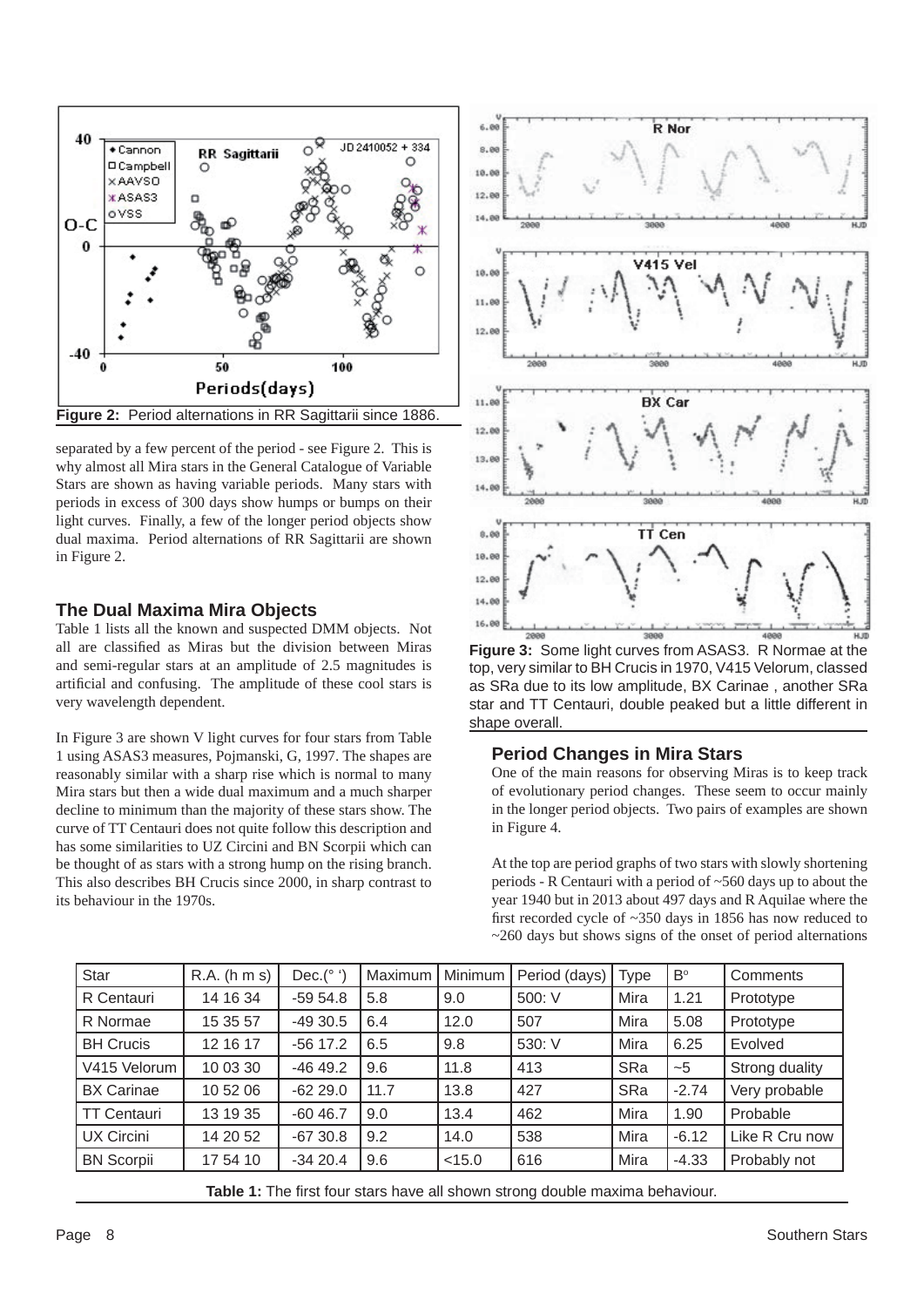40

• Cannon
□ Campbell
× AAVSO
✱ ASAS3
○ VSS

RR Sagittarii

JD 2410052 + 334

O-C

0

-40

0

50

100

Periods(days)

**Figure 2:** Period alternations in RR Sagittarii since 1886.

separated by a few percent of the period - see Figure 2. This is why almost all Mira stars in the General Catalogue of Variable Stars are shown as having variable periods. Many stars with periods in excess of 300 days show humps or bumps on their light curves. Finally, a few of the longer period objects show dual maxima. Period alternations of RR Sagittarii are shown in Figure 2.

## The Dual Maxima Mira Objects

Table 1 lists all the known and suspected DMM objects. Not all are classified as Miras but the division between Miras and semi-regular stars at an amplitude of 2.5 magnitudes is artificial and confusing. The amplitude of these cool stars is very wavelength dependent.

In Figure 3 are shown V light curves for four stars from Table 1 using ASAS3 measures, Pojmanski, G, 1997. The shapes are reasonably similar with a sharp rise which is normal to many Mira stars but then a wide dual maximum and a much sharper decline to minimum than the majority of these stars show. The curve of TT Centauri does not quite follow this description and has some similarities to UZ Circini and BN Scorpii which can be thought of as stars with a strong hump on the rising branch. This also describes BH Crucis since 2000, in sharp contrast to its behaviour in the 1970s.

R Nor

V415 Vel

BX Car

TT Cen

2000

3000

4000

HJD

**Figure 3:** Some light curves from ASAS3. R Normae at the top, very similar to BH Crucis in 1970, V415 Velorum, classed as SRa due to its low amplitude, BX Carinae , another SRa star and TT Centauri, double peaked but a little different in shape overall.

## Period Changes in Mira Stars

One of the main reasons for observing Miras is to keep track of evolutionary period changes. These seem to occur mainly in the longer period objects. Two pairs of examples are shown in Figure 4.

At the top are period graphs of two stars with slowly shortening periods - R Centauri with a period of ~560 days up to about the year 1940 but in 2013 about 497 days and R Aquilae where the first recorded cycle of ~350 days in 1856 has now reduced to ~260 days but shows signs of the onset of period alternations

| Star | R.A. (h m s) | Dec.(° ') | Maximum | Minimum | Period (days) | Type | B° | Comments |
|---|---|---|---|---|---|---|---|---|
| R Centauri | 14 16 34 | -59 54.8 | 5.8 | 9.0 | 500: V | Mira | 1.21 | Prototype |
| R Normae | 15 35 57 | -49 30.5 | 6.4 | 12.0 | 507 | Mira | 5.08 | Prototype |
| BH Crucis | 12 16 17 | -56 17.2 | 6.5 | 9.8 | 530: V | Mira | 6.25 | Evolved |
| V415 Velorum | 10 03 30 | -46 49.2 | 9.6 | 11.8 | 413 | SRa | ~5 | Strong duality |
| BX Carinae | 10 52 06 | -62 29.0 | 11.7 | 13.8 | 427 | SRa | -2.74 | Very probable |
| TT Centauri | 13 19 35 | -60 46.7 | 9.0 | 13.4 | 462 | Mira | 1.90 | Probable |
| UX Circini | 14 20 52 | -67 30.8 | 9.2 | 14.0 | 538 | Mira | -6.12 | Like R Cru now |
| BN Scorpii | 17 54 10 | -34 20.4 | 9.6 | <15.0 | 616 | Mira | -4.33 | Probably not |

**Table 1:** The first four stars have all shown strong double maxima behaviour.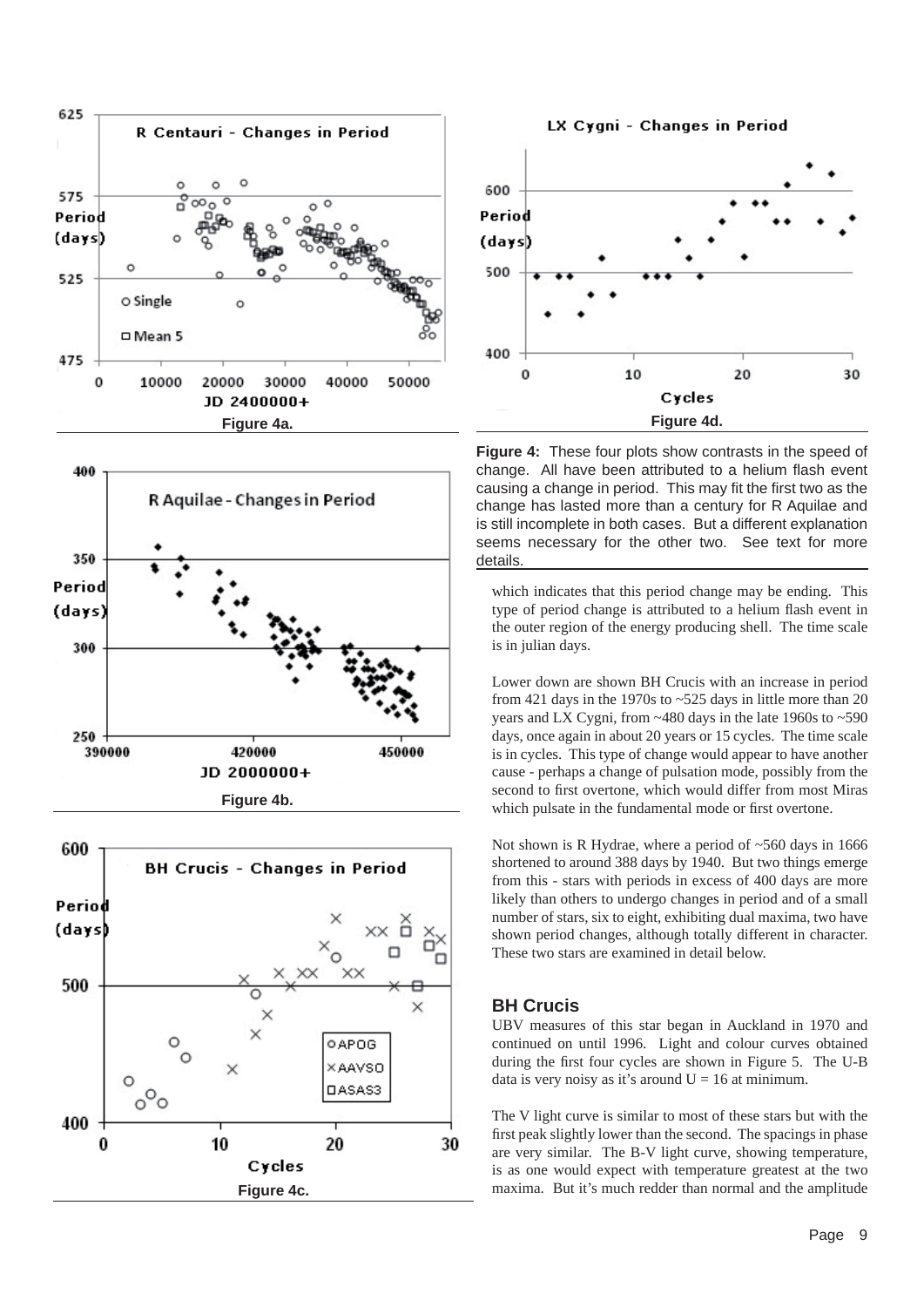R Centauri - Changes in Period

625
575
525
475
Period
(days)
○ Single
□ Mean 5
0 10000 20000 30000 40000 50000
JD 2400000+

**Figure 4a.**

R Aquilae - Changes in Period

400
350
300
250
Period
(days)
390000 420000 450000
JD 2000000+

**Figure 4b.**

BH Crucis - Changes in Period

600
500
400
Period
(days)
○APOG
×AAVSO
□ASAS3
0 10 20 30
Cycles

**Figure 4c.**

LX Cygni - Changes in Period

600
500
400
Period
(days)
0 10 20 30
Cycles

**Figure 4d.**

**Figure 4:** These four plots show contrasts in the speed of change. All have been attributed to a helium flash event causing a change in period. This may fit the first two as the change has lasted more than a century for R Aquilae and is still incomplete in both cases. But a different explanation seems necessary for the other two. See text for more details.

which indicates that this period change may be ending. This type of period change is attributed to a helium flash event in the outer region of the energy producing shell. The time scale is in julian days.

Lower down are shown BH Crucis with an increase in period from 421 days in the 1970s to ~525 days in little more than 20 years and LX Cygni, from ~480 days in the late 1960s to ~590 days, once again in about 20 years or 15 cycles. The time scale is in cycles. This type of change would appear to have another cause - perhaps a change of pulsation mode, possibly from the second to first overtone, which would differ from most Miras which pulsate in the fundamental mode or first overtone.

Not shown is R Hydrae, where a period of ~560 days in 1666 shortened to around 388 days by 1940. But two things emerge from this - stars with periods in excess of 400 days are more likely than others to undergo changes in period and of a small number of stars, six to eight, exhibiting dual maxima, two have shown period changes, although totally different in character. These two stars are examined in detail below.

## BH Crucis

UBV measures of this star began in Auckland in 1970 and continued on until 1996. Light and colour curves obtained during the first four cycles are shown in Figure 5. The U-B data is very noisy as it's around U = 16 at minimum.

The V light curve is similar to most of these stars but with the first peak slightly lower than the second. The spacings in phase are very similar. The B-V light curve, showing temperature, is as one would expect with temperature greatest at the two maxima. But it's much redder than normal and the amplitude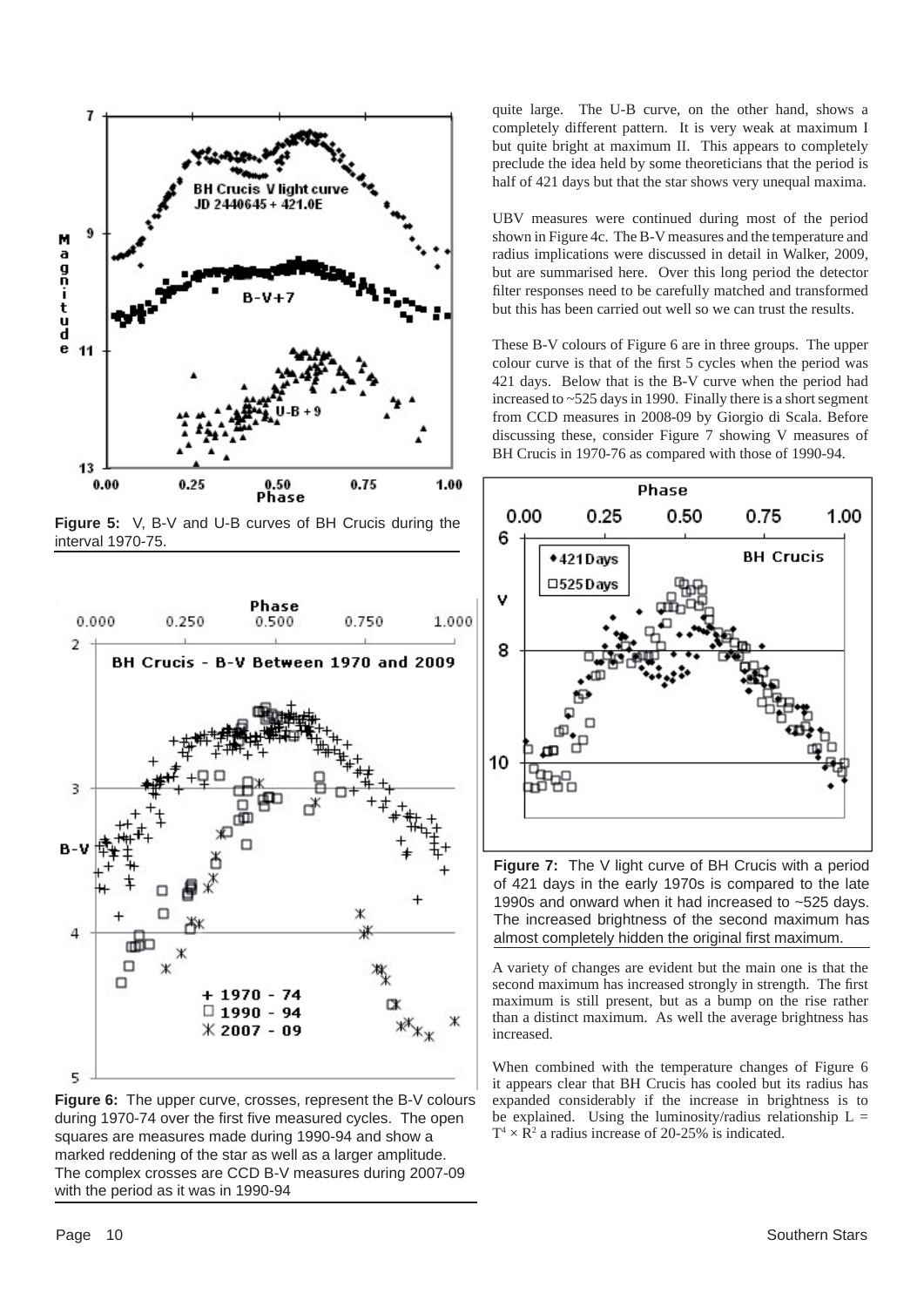7

BH Crucis V light curve
JD 2440645 + 421.0E

9

Magnitude

B-V+7

11

U-B + 9

13

0.00 0.25 0.50 0.75 1.00
Phase

**Figure 5:** V, B-V and U-B curves of BH Crucis during the interval 1970-75.

Phase
0.000 0.250 0.500 0.750 1.000
2
BH Crucis - B-V Between 1970 and 2009
3
B-V
4
+ 1970 - 74
□ 1990 - 94
✳ 2007 - 09
5

**Figure 6:** The upper curve, crosses, represent the B-V colours during 1970-74 over the first five measured cycles. The open squares are measures made during 1990-94 and show a marked reddening of the star as well as a larger amplitude. The complex crosses are CCD B-V measures during 2007-09 with the period as it was in 1990-94

quite large. The U-B curve, on the other hand, shows a completely different pattern. It is very weak at maximum I but quite bright at maximum II. This appears to completely preclude the idea held by some theoreticians that the period is half of 421 days but that the star shows very unequal maxima.

UBV measures were continued during most of the period shown in Figure 4c. The B-V measures and the temperature and radius implications were discussed in detail in Walker, 2009, but are summarised here. Over this long period the detector filter responses need to be carefully matched and transformed but this has been carried out well so we can trust the results.

These B-V colours of Figure 6 are in three groups. The upper colour curve is that of the first 5 cycles when the period was 421 days. Below that is the B-V curve when the period had increased to ~525 days in 1990. Finally there is a short segment from CCD measures in 2008-09 by Giorgio di Scala. Before discussing these, consider Figure 7 showing V measures of BH Crucis in 1970-76 as compared with those of 1990-94.

Phase
0.00 0.25 0.50 0.75 1.00
6
◆421 Days
□525 Days
BH Crucis
V
8
10

**Figure 7:** The V light curve of BH Crucis with a period of 421 days in the early 1970s is compared to the late 1990s and onward when it had increased to ~525 days. The increased brightness of the second maximum has almost completely hidden the original first maximum.

A variety of changes are evident but the main one is that the second maximum has increased strongly in strength. The first maximum is still present, but as a bump on the rise rather than a distinct maximum. As well the average brightness has increased.

When combined with the temperature changes of Figure 6 it appears clear that BH Crucis has cooled but its radius has expanded considerably if the increase in brightness is to be explained. Using the luminosity/radius relationship $L = T^4 \times R^2$ a radius increase of 20-25% is indicated.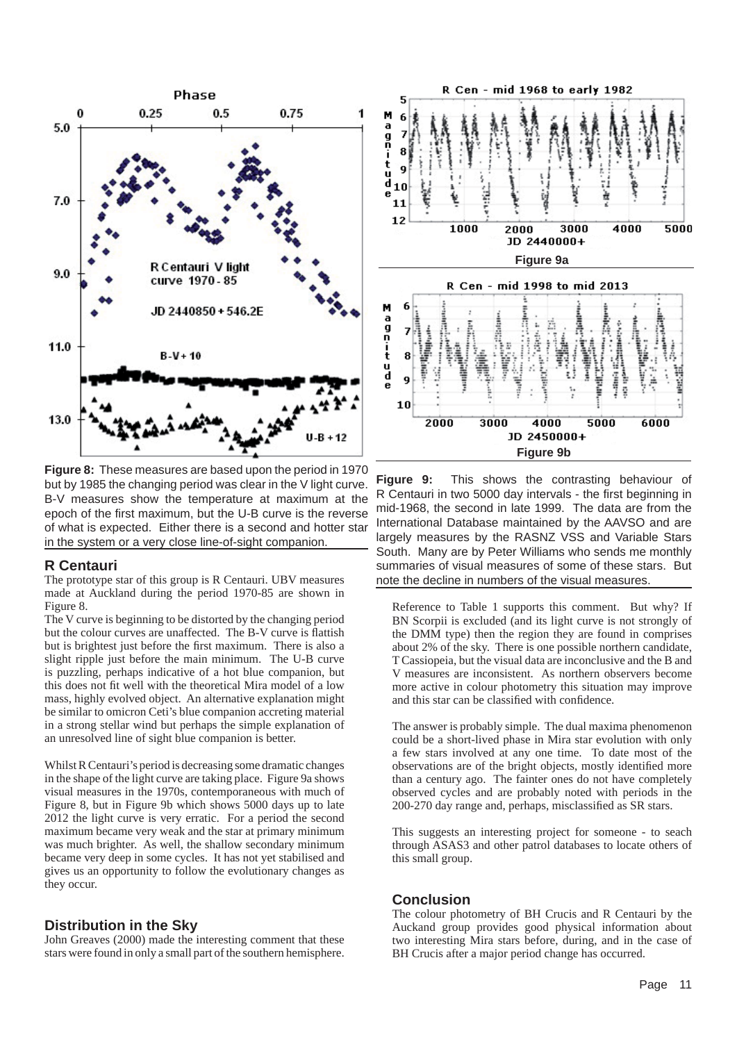Phase

0
0.25
0.5
0.75
1

5.0
7.0
9.0
11.0
13.0

R Centauri V light curve 1970 - 85

JD 2440850 + 546.2E

B-V + 10

U-B + 12

**Figure 8:** These measures are based upon the period in 1970 but by 1985 the changing period was clear in the V light curve. B-V measures show the temperature at maximum at the epoch of the first maximum, but the U-B curve is the reverse of what is expected. Either there is a second and hotter star in the system or a very close line-of-sight companion.

R Cen - mid 1968 to early 1982

Magnitude

5
6
7
8
9
10
11
12

1000
2000
3000
4000
5000

JD 2440000+

**Figure 9a**

R Cen - mid 1998 to mid 2013

Magnitude

6
7
8
9
10

2000
3000
4000
5000
6000

JD 2450000+

**Figure 9b**

**Figure 9:** This shows the contrasting behaviour of R Centauri in two 5000 day intervals - the first beginning in mid-1968, the second in late 1999. The data are from the International Database maintained by the AAVSO and are largely measures by the RASNZ VSS and Variable Stars South. Many are by Peter Williams who sends me monthly summaries of visual measures of some of these stars. But note the decline in numbers of the visual measures.

## R Centauri

The prototype star of this group is R Centauri. UBV measures made at Auckland during the period 1970-85 are shown in Figure 8.

The V curve is beginning to be distorted by the changing period but the colour curves are unaffected. The B-V curve is flattish but is brightest just before the first maximum. There is also a slight ripple just before the main minimum. The U-B curve is puzzling, perhaps indicative of a hot blue companion, but this does not fit well with the theoretical Mira model of a low mass, highly evolved object. An alternative explanation might be similar to omicron Ceti's blue companion accreting material in a strong stellar wind but perhaps the simple explanation of an unresolved line of sight blue companion is better.

Whilst R Centauri's period is decreasing some dramatic changes in the shape of the light curve are taking place. Figure 9a shows visual measures in the 1970s, contemporaneous with much of Figure 8, but in Figure 9b which shows 5000 days up to late 2012 the light curve is very erratic. For a period the second maximum became very weak and the star at primary minimum was much brighter. As well, the shallow secondary minimum became very deep in some cycles. It has not yet stabilised and gives us an opportunity to follow the evolutionary changes as they occur.

## Distribution in the Sky

John Greaves (2000) made the interesting comment that these stars were found in only a small part of the southern hemisphere. Reference to Table 1 supports this comment. But why? If BN Scorpii is excluded (and its light curve is not strongly of the DMM type) then the region they are found in comprises about 2% of the sky. There is one possible northern candidate, T Cassiopeia, but the visual data are inconclusive and the B and V measures are inconsistent. As northern observers become more active in colour photometry this situation may improve and this star can be classified with confidence.

The answer is probably simple. The dual maxima phenomenon could be a short-lived phase in Mira star evolution with only a few stars involved at any one time. To date most of the observations are of the bright objects, mostly identified more than a century ago. The fainter ones do not have completely observed cycles and are probably noted with periods in the 200-270 day range and, perhaps, misclassified as SR stars.

This suggests an interesting project for someone - to seach through ASAS3 and other patrol databases to locate others of this small group.

## Conclusion

The colour photometry of BH Crucis and R Centauri by the Auckand group provides good physical information about two interesting Mira stars before, during, and in the case of BH Crucis after a major period change has occurred.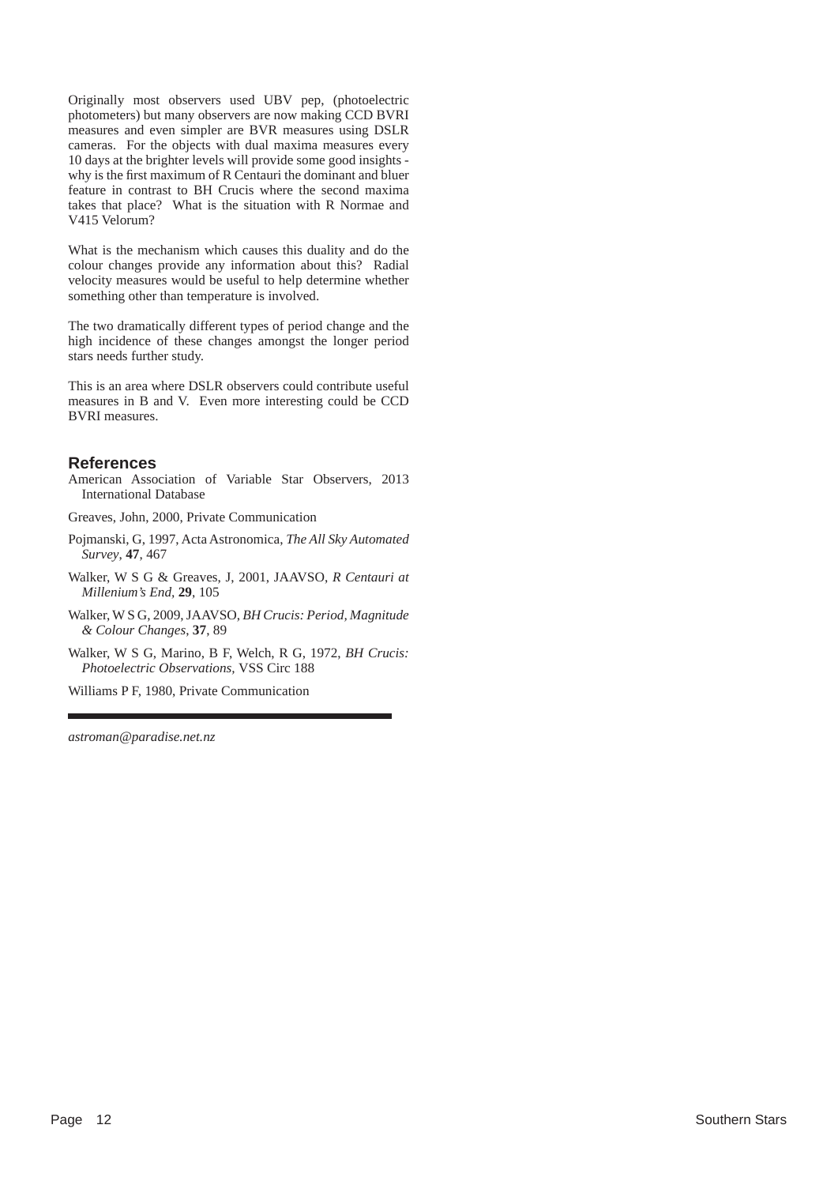Originally most observers used UBV pep, (photoelectric photometers) but many observers are now making CCD BVRI measures and even simpler are BVR measures using DSLR cameras. For the objects with dual maxima measures every 10 days at the brighter levels will provide some good insights - why is the first maximum of R Centauri the dominant and bluer feature in contrast to BH Crucis where the second maxima takes that place? What is the situation with R Normae and V415 Velorum?

What is the mechanism which causes this duality and do the colour changes provide any information about this? Radial velocity measures would be useful to help determine whether something other than temperature is involved.

The two dramatically different types of period change and the high incidence of these changes amongst the longer period stars needs further study.

This is an area where DSLR observers could contribute useful measures in B and V. Even more interesting could be CCD BVRI measures.

## References

American Association of Variable Star Observers, 2013 International Database

Greaves, John, 2000, Private Communication

Pojmanski, G, 1997, Acta Astronomica, *The All Sky Automated Survey*, **47**, 467

Walker, W S G & Greaves, J, 2001, JAAVSO, *R Centauri at Millenium's End*, **29**, 105

Walker, W S G, 2009, JAAVSO, *BH Crucis: Period, Magnitude & Colour Changes*, **37**, 89

Walker, W S G, Marino, B F, Welch, R G, 1972, *BH Crucis: Photoelectric Observations*, VSS Circ 188

Williams P F, 1980, Private Communication

---

*astroman@paradise.net.nz*